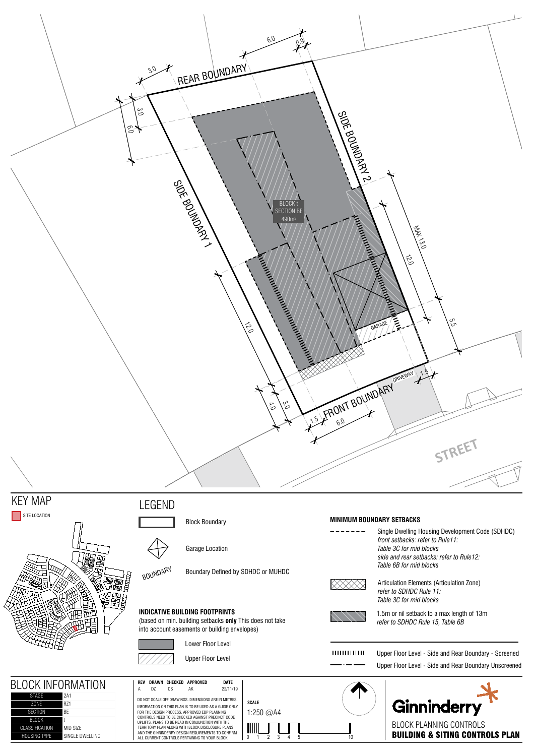REAR BOUNDARY

SIDE BOUNDARY 1

SIDE BOUNDARY 2

FRONT BOUNDARY

DRIVEWAY

GARAGE

STREET

BLOCK t
SECTION BE
490m²

3.0 | 6.0 | 0.9 | 3.0 | 6.0 | 12.0 | MAX 13.0 | 12.0 | 5.5 | 4.0 | 3.0 | 1.5 | 6.0 | 1.5

## KEY MAP

SITE LOCATION

## LEGEND

Block Boundary

Garage Location

BOUNDARY — Boundary Defined by SDHDC or MUHDC

**INDICATIVE BUILDING FOOTPRINTS**
(based on min. building setbacks **only** This does not take into account easements or building envelopes)

Lower Floor Level

Upper Floor Level

**MINIMUM BOUNDARY SETBACKS**

Single Dwelling Housing Development Code (SDHDC)
*front setbacks: refer to Rule11: Table 3C for mid blocks*
*side and rear setbacks: refer to Rule12: Table 6B for mid blocks*

Articulation Elements (Articulation Zone)
*refer to SDHDC Rule 11: Table 3C for mid blocks*

1.5m or nil setback to a max length of 13m
*refer to SDHDC Rule 15, Table 6B*

Upper Floor Level - Side and Rear Boundary - Screened

Upper Floor Level - Side and Rear Boundary Unscreened

## BLOCK INFORMATION

| | |
|---|---|
| STAGE | 2A1 |
| ZONE | RZ1 |
| SECTION | BE |
| BLOCK | t |
| CLASSIFICATION | MID SIZE |
| HOUSING TYPE | SINGLE DWELLING |

| REV | DRAWN | CHECKED | APPROVED | DATE |
|---|---|---|---|---|
| A | DZ | CS | AK | 22/11/19 |

DO NOT SCALE OFF DRAWINGS. DIMENSIONS ARE IN METRES.

INFORMATION ON THIS PLAN IS TO BE USED AS A GUIDE ONLY FOR THE DESIGN PROCESS. APPROVED EDP PLANNING CONTROLS NEED TO BE CHECKED AGAINST PRECINCT CODE UPLIFTS. PLANS TO BE READ IN CONJUNCTION WITH THE TERRITORY PLAN ALONG WITH BLOCK DISCLOSURE PLANS AND THE GINNINDERRY DESIGN REQUIREMENTS TO CONFIRM ALL CURRENT CONTROLS PERTAINING TO YOUR BLOCK.

**SCALE**
1:250 @A4

0 1 2 3 4 5 10

Ginninderry

BLOCK PLANNING CONTROLS
**BUILDING & SITING CONTROLS PLAN**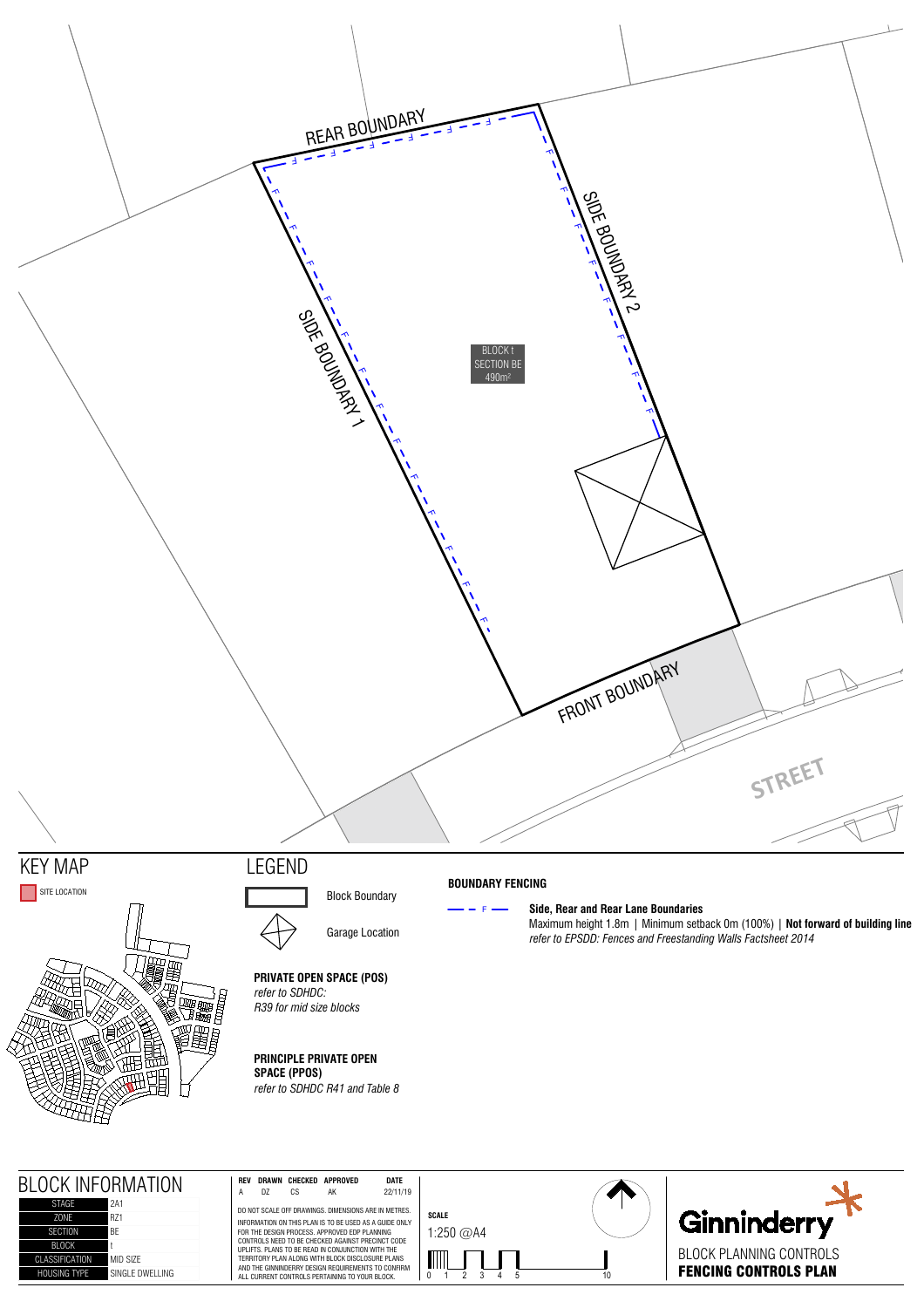REAR BOUNDARY

SIDE BOUNDARY 1

SIDE BOUNDARY 2

BLOCK t
SECTION BE
490m²

FRONT BOUNDARY

STREET

## KEY MAP

SITE LOCATION

## LEGEND

Block Boundary

Garage Location

**PRIVATE OPEN SPACE (POS)**
*refer to SDHDC:*
*R39 for mid size blocks*

**PRINCIPLE PRIVATE OPEN SPACE (PPOS)**
*refer to SDHDC R41 and Table 8*

**BOUNDARY FENCING**

**Side, Rear and Rear Lane Boundaries**
Maximum height 1.8m | Minimum setback 0m (100%) | **Not forward of building line**
*refer to EPSDD: Fences and Freestanding Walls Factsheet 2014*

## BLOCK INFORMATION

| | |
|---|---|
| STAGE | 2A1 |
| ZONE | RZ1 |
| SECTION | BE |
| BLOCK | t |
| CLASSIFICATION | MID SIZE |
| HOUSING TYPE | SINGLE DWELLING |

| REV | DRAWN | CHECKED | APPROVED | DATE |
|---|---|---|---|---|
| A | DZ | CS | AK | 22/11/19 |

DO NOT SCALE OFF DRAWINGS. DIMENSIONS ARE IN METRES.
INFORMATION ON THIS PLAN IS TO BE USED AS A GUIDE ONLY FOR THE DESIGN PROCESS. APPROVED EDP PLANNING CONTROLS NEED TO BE CHECKED AGAINST PRECINCT CODE UPLIFTS. PLANS TO BE READ IN CONJUNCTION WITH THE TERRITORY PLAN ALONG WITH BLOCK DISCLOSURE PLANS AND THE GINNINDERRY DESIGN REQUIREMENTS TO CONFIRM ALL CURRENT CONTROLS PERTAINING TO YOUR BLOCK.

**SCALE**
1:250 @A4

0 1 2 3 4 5 10

Ginninderry

BLOCK PLANNING CONTROLS
**FENCING CONTROLS PLAN**